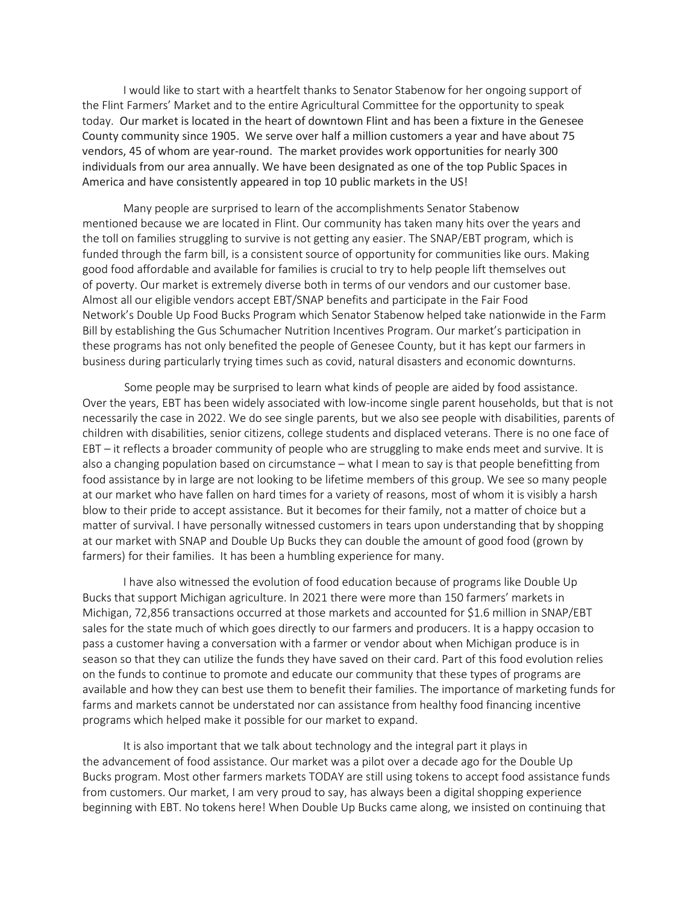I would like to start with a heartfelt thanks to Senator Stabenow for her ongoing support of the Flint Farmers' Market and to the entire Agricultural Committee for the opportunity to speak today. Our market is located in the heart of downtown Flint and has been a fixture in the Genesee County community since 1905. We serve over half a million customers a year and have about 75 vendors, 45 of whom are year-round. The market provides work opportunities for nearly 300 individuals from our area annually. We have been designated as one of the top Public Spaces in America and have consistently appeared in top 10 public markets in the US!

Many people are surprised to learn of the accomplishments Senator Stabenow mentioned because we are located in Flint. Our community has taken many hits over the years and the toll on families struggling to survive is not getting any easier. The SNAP/EBT program, which is funded through the farm bill, is a consistent source of opportunity for communities like ours. Making good food affordable and available for families is crucial to try to help people lift themselves out of poverty. Our market is extremely diverse both in terms of our vendors and our customer base. Almost all our eligible vendors accept EBT/SNAP benefits and participate in the Fair Food Network's Double Up Food Bucks Program which Senator Stabenow helped take nationwide in the Farm Bill by establishing the Gus Schumacher Nutrition Incentives Program. Our market's participation in these programs has not only benefited the people of Genesee County, but it has kept our farmers in business during particularly trying times such as covid, natural disasters and economic downturns.

Some people may be surprised to learn what kinds of people are aided by food assistance. Over the years, EBT has been widely associated with low-income single parent households, but that is not necessarily the case in 2022. We do see single parents, but we also see people with disabilities, parents of children with disabilities, senior citizens, college students and displaced veterans. There is no one face of EBT – it reflects a broader community of people who are struggling to make ends meet and survive. It is also a changing population based on circumstance – what I mean to say is that people benefitting from food assistance by in large are not looking to be lifetime members of this group. We see so many people at our market who have fallen on hard times for a variety of reasons, most of whom it is visibly a harsh blow to their pride to accept assistance. But it becomes for their family, not a matter of choice but a matter of survival. I have personally witnessed customers in tears upon understanding that by shopping at our market with SNAP and Double Up Bucks they can double the amount of good food (grown by farmers) for their families. It has been a humbling experience for many.

I have also witnessed the evolution of food education because of programs like Double Up Bucks that support Michigan agriculture. In 2021 there were more than 150 farmers' markets in Michigan, 72,856 transactions occurred at those markets and accounted for $1.6 million in SNAP/EBT sales for the state much of which goes directly to our farmers and producers. It is a happy occasion to pass a customer having a conversation with a farmer or vendor about when Michigan produce is in season so that they can utilize the funds they have saved on their card. Part of this food evolution relies on the funds to continue to promote and educate our community that these types of programs are available and how they can best use them to benefit their families. The importance of marketing funds for farms and markets cannot be understated nor can assistance from healthy food financing incentive programs which helped make it possible for our market to expand.

It is also important that we talk about technology and the integral part it plays in the advancement of food assistance. Our market was a pilot over a decade ago for the Double Up Bucks program. Most other farmers markets TODAY are still using tokens to accept food assistance funds from customers. Our market, I am very proud to say, has always been a digital shopping experience beginning with EBT. No tokens here! When Double Up Bucks came along, we insisted on continuing that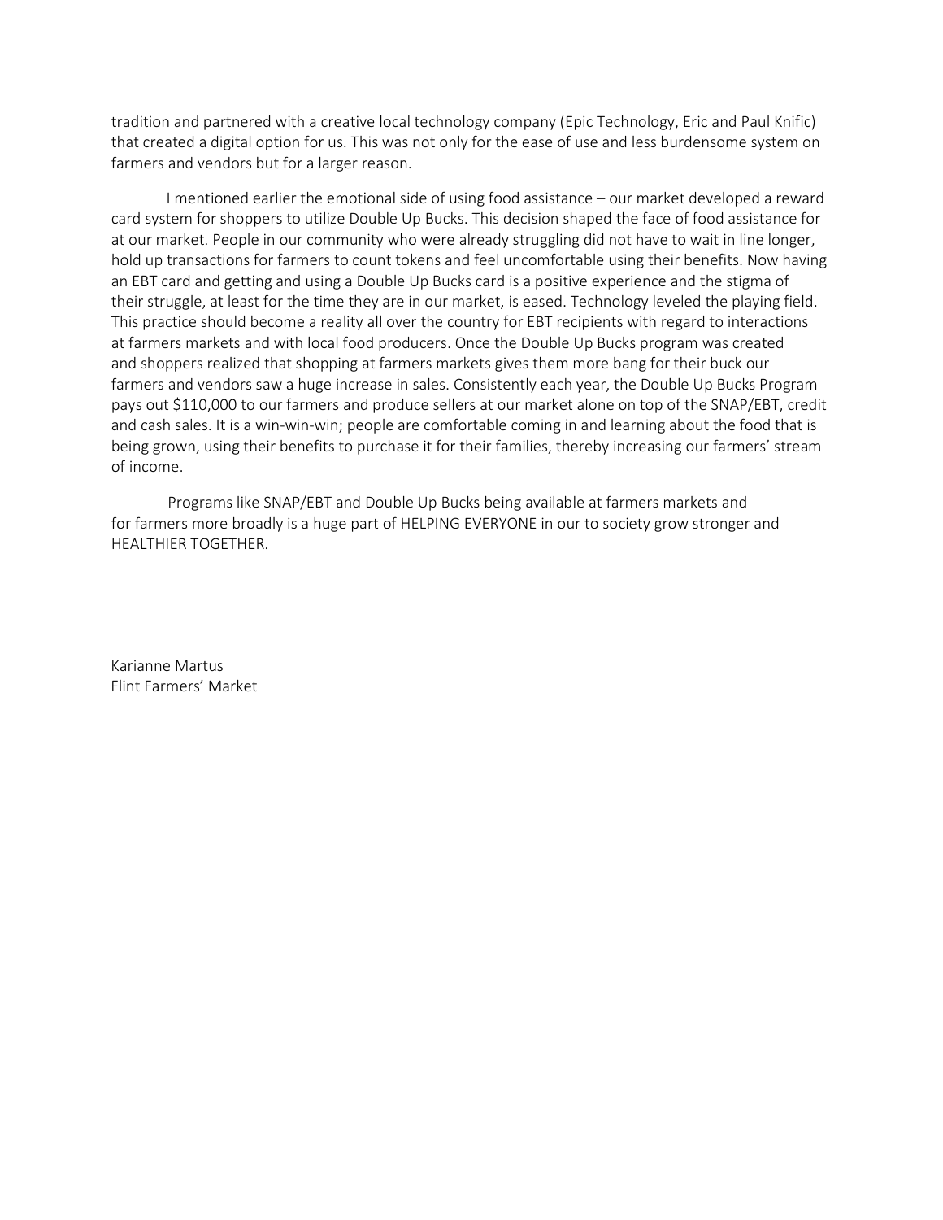tradition and partnered with a creative local technology company (Epic Technology, Eric and Paul Knific) that created a digital option for us. This was not only for the ease of use and less burdensome system on farmers and vendors but for a larger reason.

I mentioned earlier the emotional side of using food assistance – our market developed a reward card system for shoppers to utilize Double Up Bucks. This decision shaped the face of food assistance for at our market. People in our community who were already struggling did not have to wait in line longer, hold up transactions for farmers to count tokens and feel uncomfortable using their benefits. Now having an EBT card and getting and using a Double Up Bucks card is a positive experience and the stigma of their struggle, at least for the time they are in our market, is eased. Technology leveled the playing field. This practice should become a reality all over the country for EBT recipients with regard to interactions at farmers markets and with local food producers. Once the Double Up Bucks program was created and shoppers realized that shopping at farmers markets gives them more bang for their buck our farmers and vendors saw a huge increase in sales. Consistently each year, the Double Up Bucks Program pays out $110,000 to our farmers and produce sellers at our market alone on top of the SNAP/EBT, credit and cash sales. It is a win-win-win; people are comfortable coming in and learning about the food that is being grown, using their benefits to purchase it for their families, thereby increasing our farmers' stream of income.

Programs like SNAP/EBT and Double Up Bucks being available at farmers markets and for farmers more broadly is a huge part of HELPING EVERYONE in our to society grow stronger and HEALTHIER TOGETHER.

Karianne Martus
Flint Farmers' Market